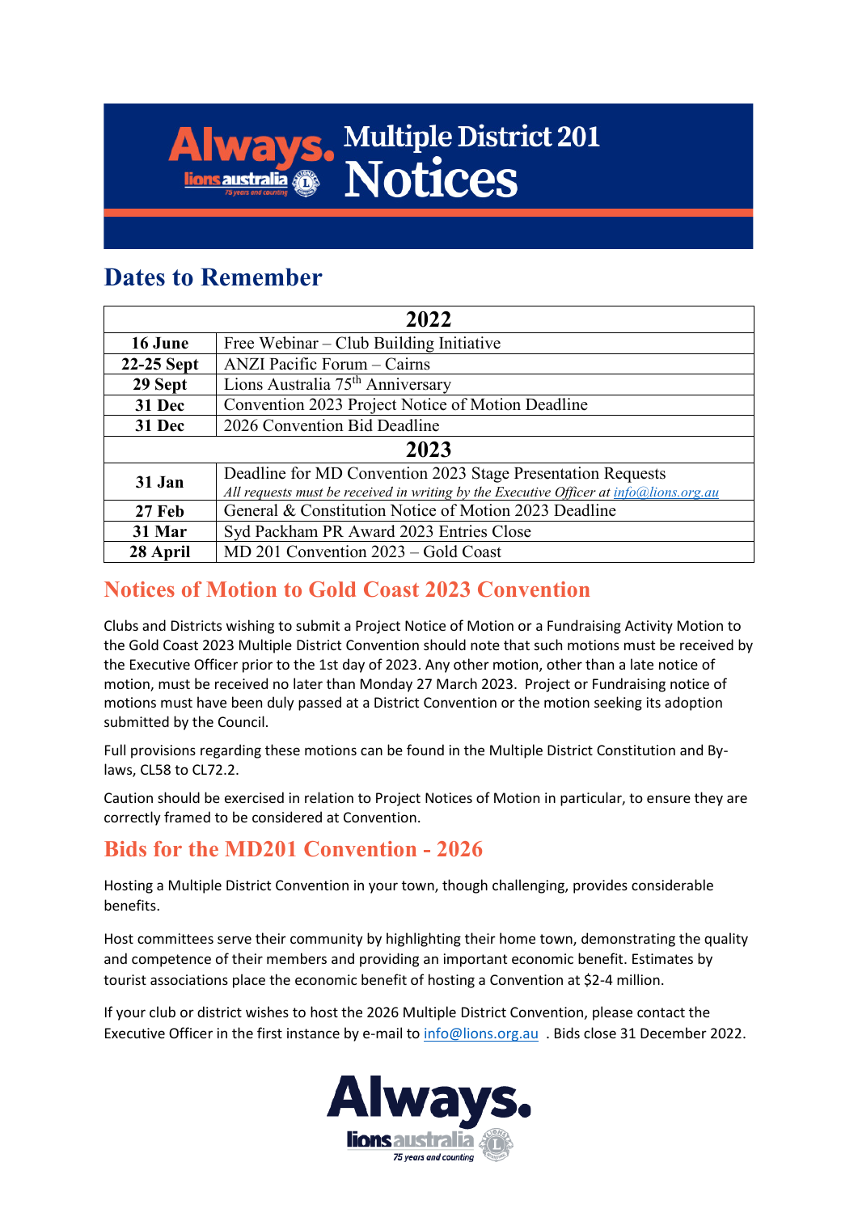# Multiple District 201 Notices

## Dates to Remember

| 2022 | |
|---|---|
| **16 June** | Free Webinar – Club Building Initiative |
| **22-25 Sept** | ANZI Pacific Forum – Cairns |
| **29 Sept** | Lions Australia 75th Anniversary |
| **31 Dec** | Convention 2023 Project Notice of Motion Deadline |
| **31 Dec** | 2026 Convention Bid Deadline |
| **2023** | |
| **31 Jan** | Deadline for MD Convention 2023 Stage Presentation Requests *All requests must be received in writing by the Executive Officer at info@lions.org.au* |
| **27 Feb** | General & Constitution Notice of Motion 2023 Deadline |
| **31 Mar** | Syd Packham PR Award 2023 Entries Close |
| **28 April** | MD 201 Convention 2023 – Gold Coast |

## Notices of Motion to Gold Coast 2023 Convention

Clubs and Districts wishing to submit a Project Notice of Motion or a Fundraising Activity Motion to the Gold Coast 2023 Multiple District Convention should note that such motions must be received by the Executive Officer prior to the 1st day of 2023. Any other motion, other than a late notice of motion, must be received no later than Monday 27 March 2023. Project or Fundraising notice of motions must have been duly passed at a District Convention or the motion seeking its adoption submitted by the Council.

Full provisions regarding these motions can be found in the Multiple District Constitution and By-laws, CL58 to CL72.2.

Caution should be exercised in relation to Project Notices of Motion in particular, to ensure they are correctly framed to be considered at Convention.

## Bids for the MD201 Convention - 2026

Hosting a Multiple District Convention in your town, though challenging, provides considerable benefits.

Host committees serve their community by highlighting their home town, demonstrating the quality and competence of their members and providing an important economic benefit. Estimates by tourist associations place the economic benefit of hosting a Convention at $2-4 million.

If your club or district wishes to host the 2026 Multiple District Convention, please contact the Executive Officer in the first instance by e-mail to info@lions.org.au . Bids close 31 December 2022.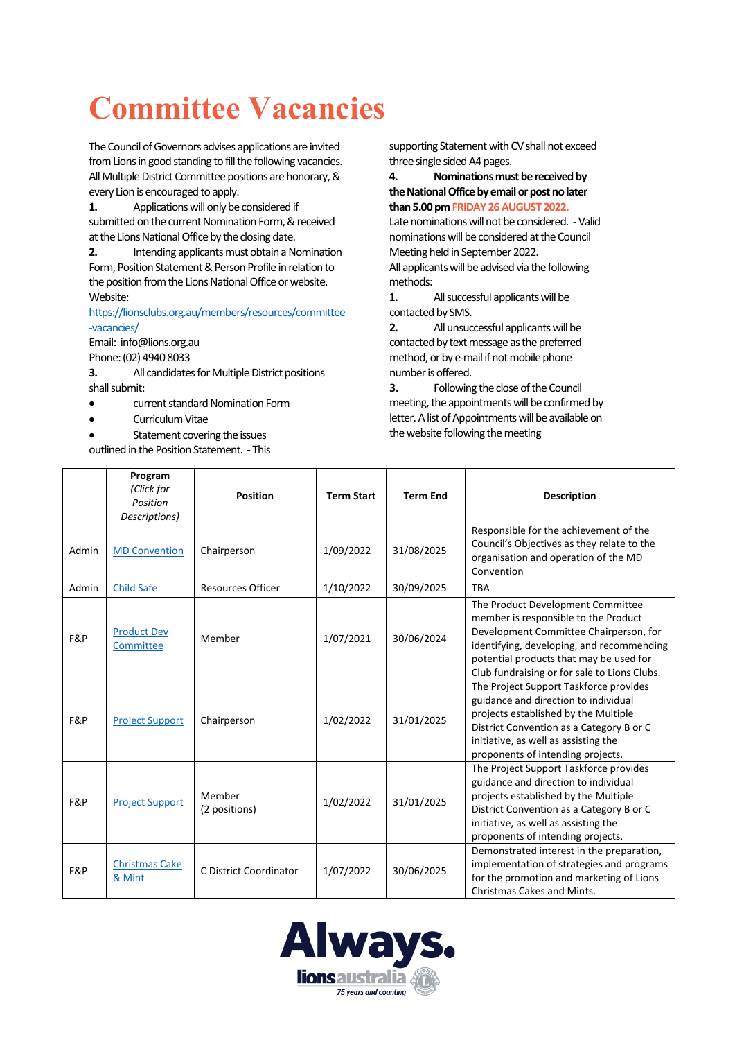# Committee Vacancies

The Council of Governors advises applications are invited from Lions in good standing to fill the following vacancies. All Multiple District Committee positions are honorary, & every Lion is encouraged to apply.

**1.** Applications will only be considered if submitted on the current Nomination Form, & received at the Lions National Office by the closing date.

**2.** Intending applicants must obtain a Nomination Form, Position Statement & Person Profile in relation to the position from the Lions National Office or website.
Website: https://lionsclubs.org.au/members/resources/committee-vacancies/
Email: info@lions.org.au
Phone: (02) 4940 8033

**3.** All candidates for Multiple District positions shall submit:

- current standard Nomination Form
- Curriculum Vitae
- Statement covering the issues

outlined in the Position Statement. - This supporting Statement with CV shall not exceed three single sided A4 pages.

**4. Nominations must be received by the National Office by email or post no later than 5.00 pm FRIDAY 26 AUGUST 2022.**
Late nominations will not be considered. - Valid nominations will be considered at the Council Meeting held in September 2022.

All applicants will be advised via the following methods:

**1.** All successful applicants will be contacted by SMS.

**2.** All unsuccessful applicants will be contacted by text message as the preferred method, or by e-mail if not mobile phone number is offered.

**3.** Following the close of the Council meeting, the appointments will be confirmed by letter. A list of Appointments will be available on the website following the meeting

| | **Program** *(Click for Position Descriptions)* | **Position** | **Term Start** | **Term End** | **Description** |
|---|---|---|---|---|---|
| Admin | MD Convention | Chairperson | 1/09/2022 | 31/08/2025 | Responsible for the achievement of the Council's Objectives as they relate to the organisation and operation of the MD Convention |
| Admin | Child Safe | Resources Officer | 1/10/2022 | 30/09/2025 | TBA |
| F&P | Product Dev Committee | Member | 1/07/2021 | 30/06/2024 | The Product Development Committee member is responsible to the Product Development Committee Chairperson, for identifying, developing, and recommending potential products that may be used for Club fundraising or for sale to Lions Clubs. |
| F&P | Project Support | Chairperson | 1/02/2022 | 31/01/2025 | The Project Support Taskforce provides guidance and direction to individual projects established by the Multiple District Convention as a Category B or C initiative, as well as assisting the proponents of intending projects. |
| F&P | Project Support | Member (2 positions) | 1/02/2022 | 31/01/2025 | The Project Support Taskforce provides guidance and direction to individual projects established by the Multiple District Convention as a Category B or C initiative, as well as assisting the proponents of intending projects. |
| F&P | Christmas Cake & Mint | C District Coordinator | 1/07/2022 | 30/06/2025 | Demonstrated interest in the preparation, implementation of strategies and programs for the promotion and marketing of Lions Christmas Cakes and Mints. |

Always. lions australia 75 years and counting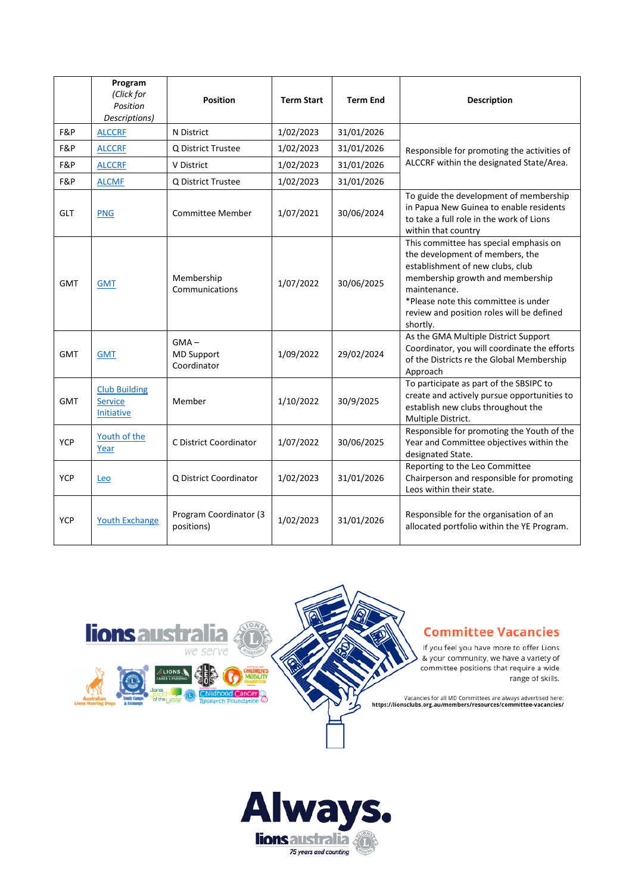|  | Program *(Click for Position Descriptions)* | Position | Term Start | Term End | Description |
|---|---|---|---|---|---|
| F&P | ALCCRF | N District | 1/02/2023 | 31/01/2026 | Responsible for promoting the activities of ALCCRF within the designated State/Area. |
| F&P | ALCCRF | Q District Trustee | 1/02/2023 | 31/01/2026 | |
| F&P | ALCCRF | V District | 1/02/2023 | 31/01/2026 | |
| F&P | ALCMF | Q District Trustee | 1/02/2023 | 31/01/2026 | |
| GLT | PNG | Committee Member | 1/07/2021 | 30/06/2024 | To guide the development of membership in Papua New Guinea to enable residents to take a full role in the work of Lions within that country |
| GMT | GMT | Membership Communications | 1/07/2022 | 30/06/2025 | This committee has special emphasis on the development of members, the establishment of new clubs, club membership growth and membership maintenance. *Please note this committee is under review and position roles will be defined shortly. |
| GMT | GMT | GMA – MD Support Coordinator | 1/09/2022 | 29/02/2024 | As the GMA Multiple District Support Coordinator, you will coordinate the efforts of the Districts re the Global Membership Approach |
| GMT | Club Building Service Initiative | Member | 1/10/2022 | 30/9/2025 | To participate as part of the SBSIPC to create and actively pursue opportunities to establish new clubs throughout the Multiple District. |
| YCP | Youth of the Year | C District Coordinator | 1/07/2022 | 30/06/2025 | Responsible for promoting the Youth of the Year and Committee objectives within the designated State. |
| YCP | Leo | Q District Coordinator | 1/02/2023 | 31/01/2026 | Reporting to the Leo Committee Chairperson and responsible for promoting Leos within their state. |
| YCP | Youth Exchange | Program Coordinator (3 positions) | 1/02/2023 | 31/01/2026 | Responsible for the organisation of an allocated portfolio within the YE Program. |

## Committee Vacancies

If you feel you have more to offer Lions & your community, we have a variety of committee positions that require a wide range of skills.

Vacancies for all MD Committees are always advertised here:
**https://lionsclubs.org.au/members/resources/committee-vacancies/**

**Always.**

lions australia

*75 years and counting*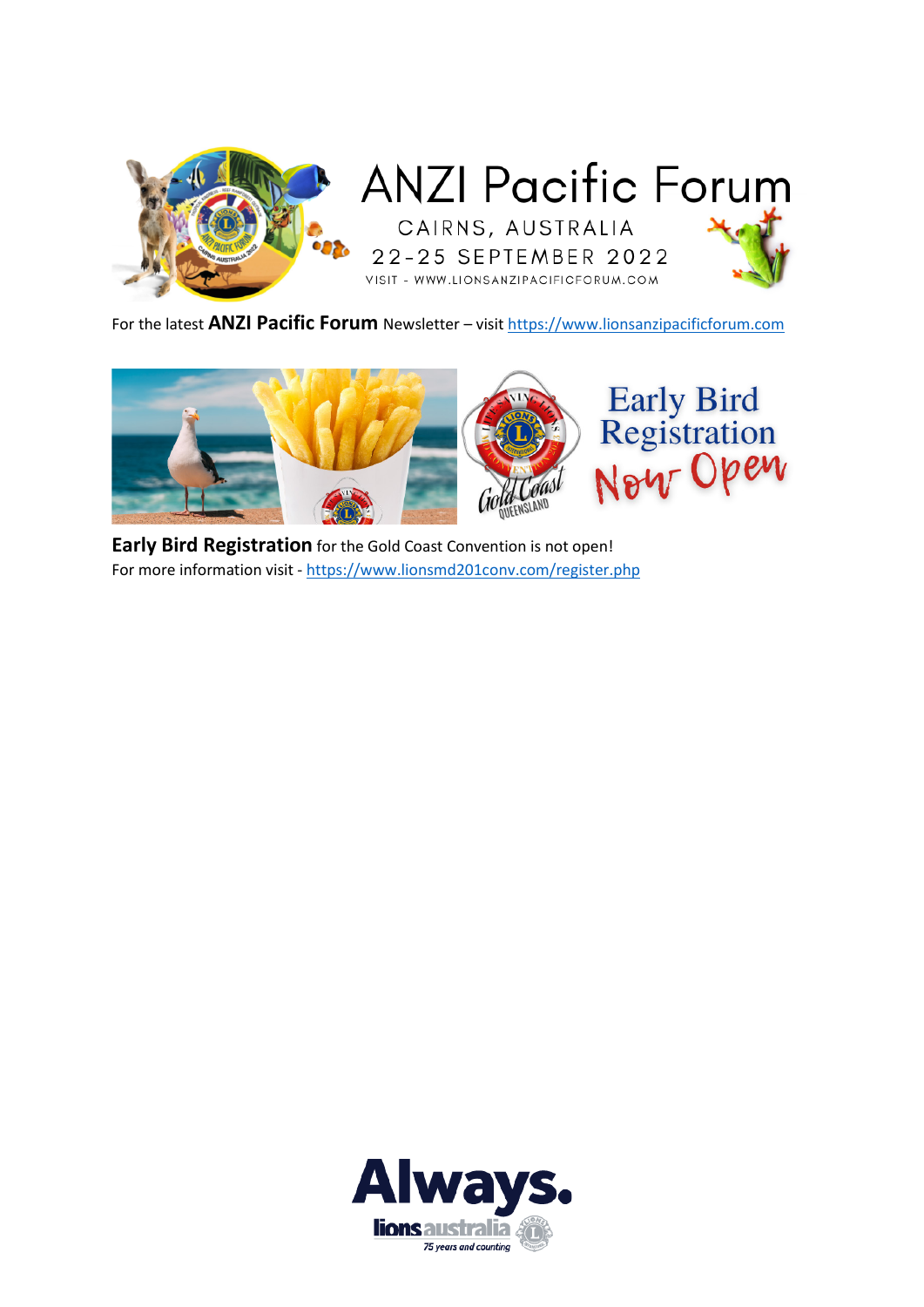# ANZI Pacific Forum

CAIRNS, AUSTRALIA

22-25 SEPTEMBER 2022

VISIT - WWW.LIONSANZIPACIFICFORUM.COM

For the latest **ANZI Pacific Forum** Newsletter – visit https://www.lionsanzipacificforum.com

Early Bird Registration Now Open

**Early Bird Registration** for the Gold Coast Convention is not open!

For more information visit - https://www.lionsmd201conv.com/register.php

**Always.**

lions australia

75 years and counting